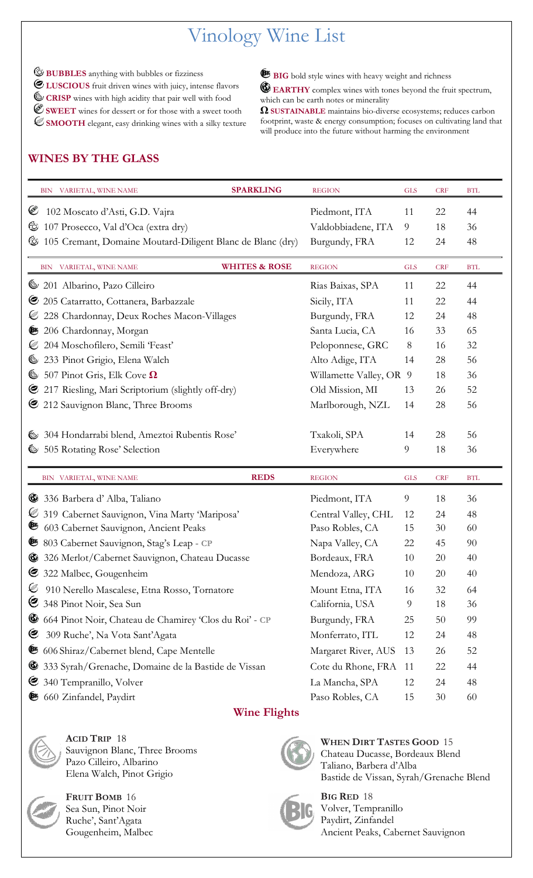# Vinology Wine List

- **BUBBLES** anything with bubbles or fizziness
- **LUSCIOUS** fruit driven wines with juicy, intense flavors
- **CRISP** wines with high acidity that pair well with food
- **SWEET** wines for dessert or for those with a sweet tooth
- **SMOOTH** elegant, easy drinking wines with a silky texture
- **BIG** bold style wines with heavy weight and richness
- **EARTHY** complex wines with tones beyond the fruit spectrum, which can be earth notes or minerality
- **Ω SUSTAINABLE** maintains bio-diverse ecosystems; reduces carbon footprint, waste & energy consumption; focuses on cultivating land that will produce into the future without harming the environment

## WINES BY THE GLASS

| BIN VARIETAL, WINE NAME — **SPARKLING** | REGION | GLS | CRF | BTL |
|---|---|---|---|---|
| 102 Moscato d'Asti, G.D. Vajra | Piedmont, ITA | 11 | 22 | 44 |
| 107 Prosecco, Val d'Oca (extra dry) | Valdobbiadene, ITA | 9 | 18 | 36 |
| 105 Cremant, Domaine Moutard-Diligent Blanc de Blanc (dry) | Burgundy, FRA | 12 | 24 | 48 |

| BIN VARIETAL, WINE NAME — **WHITES & ROSE** | REGION | GLS | CRF | BTL |
|---|---|---|---|---|
| 201 Albarino, Pazo Cilleiro | Rias Baixas, SPA | 11 | 22 | 44 |
| 205 Catarratto, Cottanera, Barbazzale | Sicily, ITA | 11 | 22 | 44 |
| 228 Chardonnay, Deux Roches Macon-Villages | Burgundy, FRA | 12 | 24 | 48 |
| 206 Chardonnay, Morgan | Santa Lucia, CA | 16 | 33 | 65 |
| 204 Moschofilero, Semili 'Feast' | Peloponnese, GRC | 8 | 16 | 32 |
| 233 Pinot Grigio, Elena Walch | Alto Adige, ITA | 14 | 28 | 56 |
| 507 Pinot Gris, Elk Cove **Ω** | Willamette Valley, OR | 9 | 18 | 36 |
| 217 Riesling, Mari Scriptorium (slightly off-dry) | Old Mission, MI | 13 | 26 | 52 |
| 212 Sauvignon Blanc, Three Brooms | Marlborough, NZL | 14 | 28 | 56 |
| 304 Hondarrabi blend, Ameztoi Rubentis Rose' | Txakoli, SPA | 14 | 28 | 56 |
| 505 Rotating Rose' Selection | Everywhere | 9 | 18 | 36 |

| BIN VARIETAL, WINE NAME — **REDS** | REGION | GLS | CRF | BTL |
|---|---|---|---|---|
| 336 Barbera d' Alba, Taliano | Piedmont, ITA | 9 | 18 | 36 |
| 319 Cabernet Sauvignon, Vina Marty 'Mariposa' | Central Valley, CHL | 12 | 24 | 48 |
| 603 Cabernet Sauvignon, Ancient Peaks | Paso Robles, CA | 15 | 30 | 60 |
| 803 Cabernet Sauvignon, Stag's Leap - CP | Napa Valley, CA | 22 | 45 | 90 |
| 326 Merlot/Cabernet Sauvignon, Chateau Ducasse | Bordeaux, FRA | 10 | 20 | 40 |
| 322 Malbec, Gougenheim | Mendoza, ARG | 10 | 20 | 40 |
| 910 Nerello Mascalese, Etna Rosso, Tornatore | Mount Etna, ITA | 16 | 32 | 64 |
| 348 Pinot Noir, Sea Sun | California, USA | 9 | 18 | 36 |
| 664 Pinot Noir, Chateau de Chamirey 'Clos du Roi' - CP | Burgundy, FRA | 25 | 50 | 99 |
| 309 Ruche', Na Vota Sant'Agata | Monferrato, ITL | 12 | 24 | 48 |
| 606 Shiraz/Cabernet blend, Cape Mentelle | Margaret River, AUS | 13 | 26 | 52 |
| 333 Syrah/Grenache, Domaine de la Bastide de Vissan | Cote du Rhone, FRA | 11 | 22 | 44 |
| 340 Tempranillo, Volver | La Mancha, SPA | 12 | 24 | 48 |
| 660 Zinfandel, Paydirt | Paso Robles, CA | 15 | 30 | 60 |

## Wine Flights

**ACID TRIP** 18
Sauvignon Blanc, Three Brooms
Pazo Cilleiro, Albarino
Elena Walch, Pinot Grigio

**FRUIT BOMB** 16
Sea Sun, Pinot Noir
Ruche', Sant'Agata
Gougenheim, Malbec

**WHEN DIRT TASTES GOOD** 15
Chateau Ducasse, Bordeaux Blend
Taliano, Barbera d'Alba
Bastide de Vissan, Syrah/Grenache Blend

**BIG RED** 18
Volver, Tempranillo
Paydirt, Zinfandel
Ancient Peaks, Cabernet Sauvignon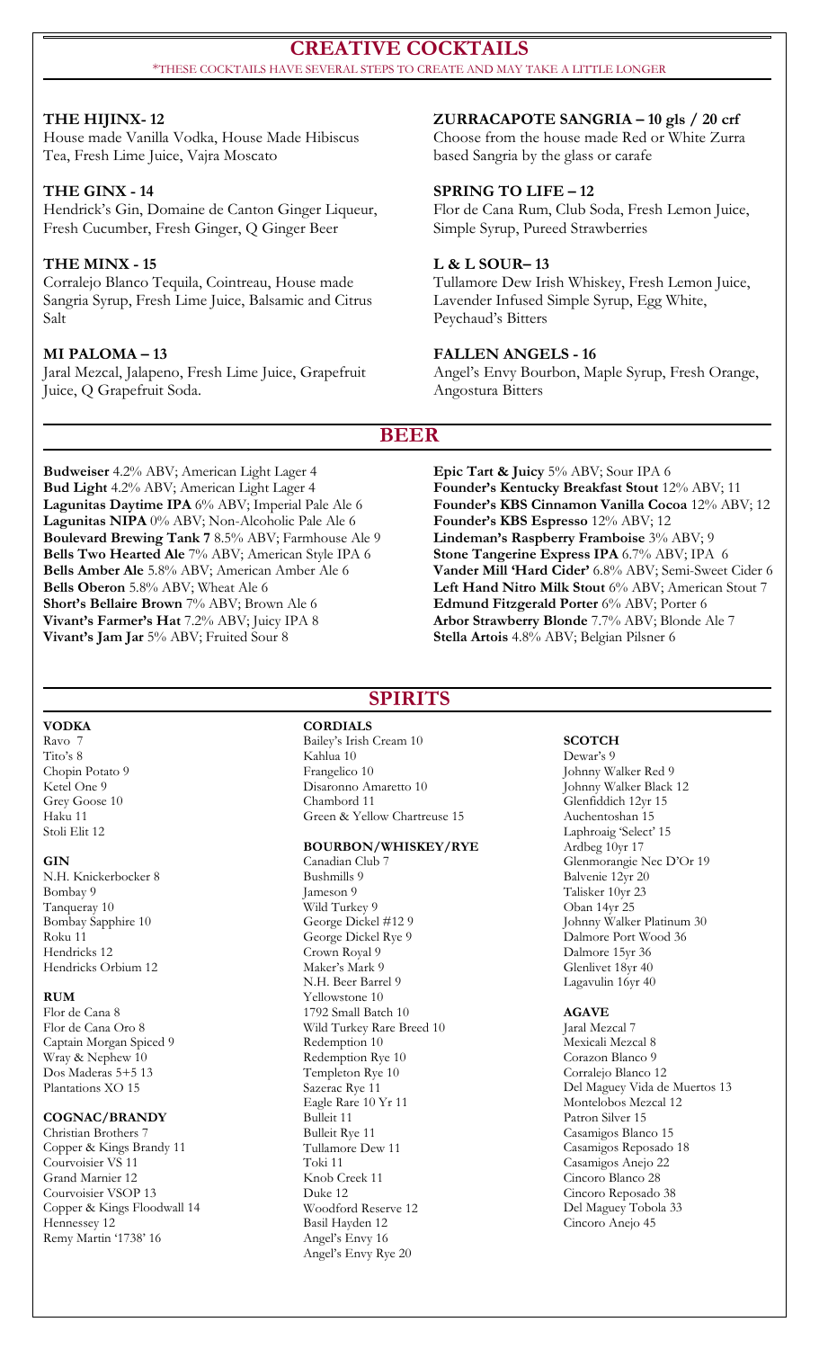# CREATIVE COCKTAILS

*THESE COCKTAILS HAVE SEVERAL STEPS TO CREATE AND MAY TAKE A LITTLE LONGER

**THE HIJINX- 12**
House made Vanilla Vodka, House Made Hibiscus Tea, Fresh Lime Juice, Vajra Moscato

**THE GINX - 14**
Hendrick's Gin, Domaine de Canton Ginger Liqueur, Fresh Cucumber, Fresh Ginger, Q Ginger Beer

**THE MINX - 15**
Corralejo Blanco Tequila, Cointreau, House made Sangria Syrup, Fresh Lime Juice, Balsamic and Citrus Salt

**MI PALOMA – 13**
Jaral Mezcal, Jalapeno, Fresh Lime Juice, Grapefruit Juice, Q Grapefruit Soda.

**ZURRACAPOTE SANGRIA – 10 gls / 20 crf**
Choose from the house made Red or White Zurra based Sangria by the glass or carafe

**SPRING TO LIFE – 12**
Flor de Cana Rum, Club Soda, Fresh Lemon Juice, Simple Syrup, Pureed Strawberries

**L & L SOUR– 13**
Tullamore Dew Irish Whiskey, Fresh Lemon Juice, Lavender Infused Simple Syrup, Egg White, Peychaud's Bitters

**FALLEN ANGELS - 16**
Angel's Envy Bourbon, Maple Syrup, Fresh Orange, Angostura Bitters

# BEER

**Budweiser** 4.2% ABV; American Light Lager 4
**Bud Light** 4.2% ABV; American Light Lager 4
**Lagunitas Daytime IPA** 6% ABV; Imperial Pale Ale 6
**Lagunitas NIPA** 0% ABV; Non-Alcoholic Pale Ale 6
**Boulevard Brewing Tank 7** 8.5% ABV; Farmhouse Ale 9
**Bells Two Hearted Ale** 7% ABV; American Style IPA 6
**Bells Amber Ale** 5.8% ABV; American Amber Ale 6
**Bells Oberon** 5.8% ABV; Wheat Ale 6
**Short's Bellaire Brown** 7% ABV; Brown Ale 6
**Vivant's Farmer's Hat** 7.2% ABV; Juicy IPA 8
**Vivant's Jam Jar** 5% ABV; Fruited Sour 8
**Epic Tart & Juicy** 5% ABV; Sour IPA 6
**Founder's Kentucky Breakfast Stout** 12% ABV; 11
**Founder's KBS Cinnamon Vanilla Cocoa** 12% ABV; 12
**Founder's KBS Espresso** 12% ABV; 12
**Lindeman's Raspberry Framboise** 3% ABV; 9
**Stone Tangerine Express IPA** 6.7% ABV; IPA 6
**Vander Mill 'Hard Cider'** 6.8% ABV; Semi-Sweet Cider 6
**Left Hand Nitro Milk Stout** 6% ABV; American Stout 7
**Edmund Fitzgerald Porter** 6% ABV; Porter 6
**Arbor Strawberry Blonde** 7.7% ABV; Blonde Ale 7
**Stella Artois** 4.8% ABV; Belgian Pilsner 6

# SPIRITS

### VODKA
Ravo 7
Tito's 8
Chopin Potato 9
Ketel One 9
Grey Goose 10
Haku 11
Stoli Elit 12

### GIN
N.H. Knickerbocker 8
Bombay 9
Tanqueray 10
Bombay Sapphire 10
Roku 11
Hendricks 12
Hendricks Orbium 12

### RUM
Flor de Cana 8
Flor de Cana Oro 8
Captain Morgan Spiced 9
Wray & Nephew 10
Dos Maderas 5+5 13
Plantations XO 15

### COGNAC/BRANDY
Christian Brothers 7
Copper & Kings Brandy 11
Courvoisier VS 11
Grand Marnier 12
Courvoisier VSOP 13
Copper & Kings Floodwall 14
Hennessey 12
Remy Martin '1738' 16

### CORDIALS
Bailey's Irish Cream 10
Kahlua 10
Frangelico 10
Disaronno Amaretto 10
Chambord 11
Green & Yellow Chartreuse 15

### BOURBON/WHISKEY/RYE
Canadian Club 7
Bushmills 9
Jameson 9
Wild Turkey 9
George Dickel #12 9
George Dickel Rye 9
Crown Royal 9
Maker's Mark 9
N.H. Beer Barrel 9
Yellowstone 10
1792 Small Batch 10
Wild Turkey Rare Breed 10
Redemption 10
Redemption Rye 10
Templeton Rye 10
Sazerac Rye 11
Eagle Rare 10 Yr 11
Bulleit 11
Bulleit Rye 11
Tullamore Dew 11
Toki 11
Knob Creek 11
Duke 12
Woodford Reserve 12
Basil Hayden 12
Angel's Envy 16
Angel's Envy Rye 20

### SCOTCH
Dewar's 9
Johnny Walker Red 9
Johnny Walker Black 12
Glenfiddich 12yr 15
Auchentoshan 15
Laphroaig 'Select' 15
Ardbeg 10yr 17
Glenmorangie Nec D'Or 19
Balvenie 12yr 20
Talisker 10yr 23
Oban 14yr 25
Johnny Walker Platinum 30
Dalmore Port Wood 36
Dalmore 15yr 36
Glenlivet 18yr 40
Lagavulin 16yr 40

### AGAVE
Jaral Mezcal 7
Mexicali Mezcal 8
Corazon Blanco 9
Corralejo Blanco 12
Del Maguey Vida de Muertos 13
Montelobos Mezcal 12
Patron Silver 15
Casamigos Blanco 15
Casamigos Reposado 18
Casamigos Anejo 22
Cincoro Blanco 28
Cincoro Reposado 38
Del Maguey Tobola 33
Cincoro Anejo 45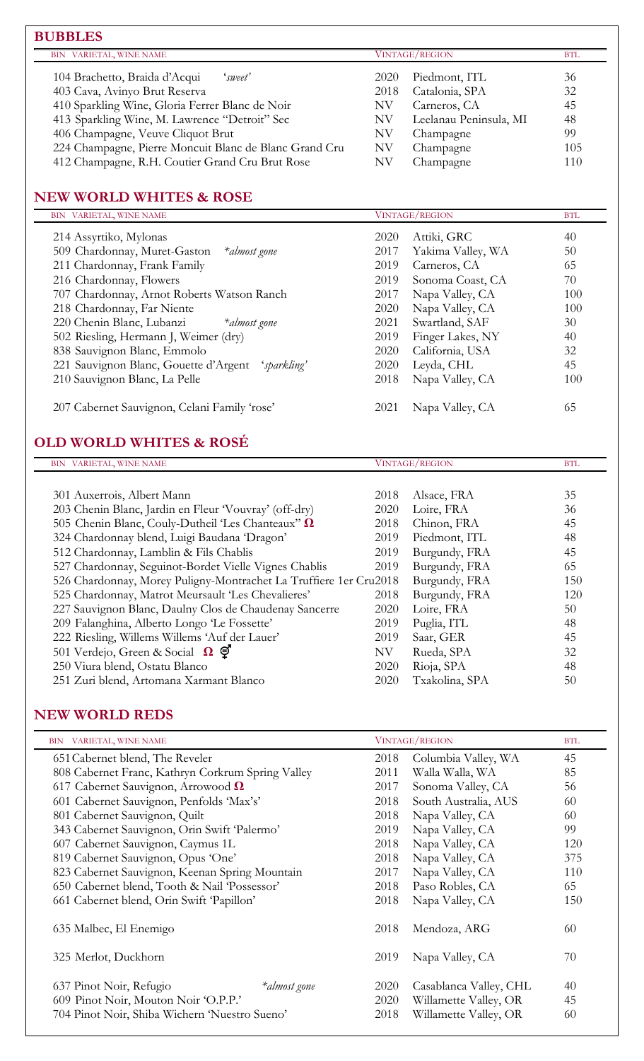## BUBBLES

| BIN VARIETAL, WINE NAME | VINTAGE/REGION | | BTL |
|---|---|---|---|
| 104 Brachetto, Braida d'Acqui 'sweet' | 2020 | Piedmont, ITL | 36 |
| 403 Cava, Avinyo Brut Reserva | 2018 | Catalonia, SPA | 32 |
| 410 Sparkling Wine, Gloria Ferrer Blanc de Noir | NV | Carneros, CA | 45 |
| 413 Sparkling Wine, M. Lawrence "Detroit" Sec | NV | Leelanau Peninsula, MI | 48 |
| 406 Champagne, Veuve Cliquot Brut | NV | Champagne | 99 |
| 224 Champagne, Pierre Moncuit Blanc de Blanc Grand Cru | NV | Champagne | 105 |
| 412 Champagne, R.H. Coutier Grand Cru Brut Rose | NV | Champagne | 110 |

## NEW WORLD WHITES & ROSE

| BIN VARIETAL, WINE NAME | VINTAGE/REGION | | BTL |
|---|---|---|---|
| 214 Assyrtiko, Mylonas | 2020 | Attiki, GRC | 40 |
| 509 Chardonnay, Muret-Gaston *almost gone | 2017 | Yakima Valley, WA | 50 |
| 211 Chardonnay, Frank Family | 2019 | Carneros, CA | 65 |
| 216 Chardonnay, Flowers | 2019 | Sonoma Coast, CA | 70 |
| 707 Chardonnay, Arnot Roberts Watson Ranch | 2017 | Napa Valley, CA | 100 |
| 218 Chardonnay, Far Niente | 2020 | Napa Valley, CA | 100 |
| 220 Chenin Blanc, Lubanzi *almost gone | 2021 | Swartland, SAF | 30 |
| 502 Riesling, Hermann J, Weimer (dry) | 2019 | Finger Lakes, NY | 40 |
| 838 Sauvignon Blanc, Emmolo | 2020 | California, USA | 32 |
| 221 Sauvignon Blanc, Gouette d'Argent 'sparkling' | 2020 | Leyda, CHL | 45 |
| 210 Sauvignon Blanc, La Pelle | 2018 | Napa Valley, CA | 100 |
| 207 Cabernet Sauvignon, Celani Family 'rose' | 2021 | Napa Valley, CA | 65 |

## OLD WORLD WHITES & ROSÉ

| BIN VARIETAL, WINE NAME | VINTAGE/REGION | | BTL |
|---|---|---|---|
| 301 Auxerrois, Albert Mann | 2018 | Alsace, FRA | 35 |
| 203 Chenin Blanc, Jardin en Fleur 'Vouvray' (off-dry) | 2020 | Loire, FRA | 36 |
| 505 Chenin Blanc, Couly-Dutheil 'Les Chanteaux' Ω | 2018 | Chinon, FRA | 45 |
| 324 Chardonnay blend, Luigi Baudana 'Dragon' | 2019 | Piedmont, ITL | 48 |
| 512 Chardonnay, Lamblin & Fils Chablis | 2019 | Burgundy, FRA | 45 |
| 527 Chardonnay, Seguinot-Bordet Vielle Vignes Chablis | 2019 | Burgundy, FRA | 65 |
| 526 Chardonnay, Morey Puligny-Montrachet La Truffiere 1er Cru | 2018 | Burgundy, FRA | 150 |
| 525 Chardonnay, Matrot Meursault 'Les Chevalieres' | 2018 | Burgundy, FRA | 120 |
| 227 Sauvignon Blanc, Daulny Clos de Chaudenay Sancerre | 2020 | Loire, FRA | 50 |
| 209 Falanghina, Alberto Longo 'Le Fossette' | 2019 | Puglia, ITL | 48 |
| 222 Riesling, Willems Willems 'Auf der Lauer' | 2019 | Saar, GER | 45 |
| 501 Verdejo, Green & Social Ω ⚥ | NV | Rueda, SPA | 32 |
| 250 Viura blend, Ostatu Blanco | 2020 | Rioja, SPA | 48 |
| 251 Zuri blend, Artomana Xarmant Blanco | 2020 | Txakolina, SPA | 50 |

## NEW WORLD REDS

| BIN VARIETAL, WINE NAME | VINTAGE/REGION | | BTL |
|---|---|---|---|
| 651 Cabernet blend, The Reveler | 2018 | Columbia Valley, WA | 45 |
| 808 Cabernet Franc, Kathryn Corkrum Spring Valley | 2011 | Walla Walla, WA | 85 |
| 617 Cabernet Sauvignon, Arrowood Ω | 2017 | Sonoma Valley, CA | 56 |
| 601 Cabernet Sauvignon, Penfolds 'Max's' | 2018 | South Australia, AUS | 60 |
| 801 Cabernet Sauvignon, Quilt | 2018 | Napa Valley, CA | 60 |
| 343 Cabernet Sauvignon, Orin Swift 'Palermo' | 2019 | Napa Valley, CA | 99 |
| 607 Cabernet Sauvignon, Caymus 1L | 2018 | Napa Valley, CA | 120 |
| 819 Cabernet Sauvignon, Opus 'One' | 2018 | Napa Valley, CA | 375 |
| 823 Cabernet Sauvignon, Keenan Spring Mountain | 2017 | Napa Valley, CA | 110 |
| 650 Cabernet blend, Tooth & Nail 'Possessor' | 2018 | Paso Robles, CA | 65 |
| 661 Cabernet blend, Orin Swift 'Papillon' | 2018 | Napa Valley, CA | 150 |
| 635 Malbec, El Enemigo | 2018 | Mendoza, ARG | 60 |
| 325 Merlot, Duckhorn | 2019 | Napa Valley, CA | 70 |
| 637 Pinot Noir, Refugio *almost gone | 2020 | Casablanca Valley, CHL | 40 |
| 609 Pinot Noir, Mouton Noir 'O.P.P.' | 2020 | Willamette Valley, OR | 45 |
| 704 Pinot Noir, Shiba Wichern 'Nuestro Sueno' | 2018 | Willamette Valley, OR | 60 |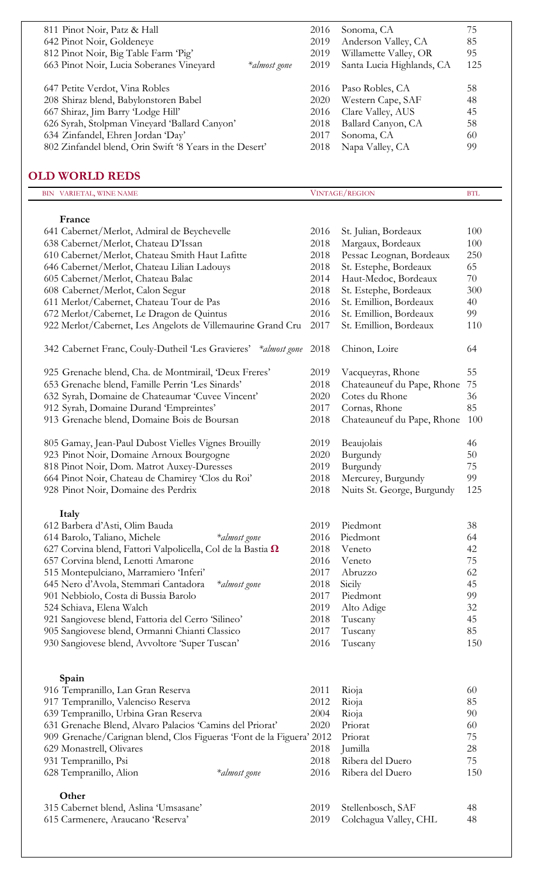| | | | |
|---|---|---|---|
| 811 Pinot Noir, Patz & Hall | 2016 | Sonoma, CA | 75 |
| 642 Pinot Noir, Goldeneye | 2019 | Anderson Valley, CA | 85 |
| 812 Pinot Noir, Big Table Farm 'Pig' | 2019 | Willamette Valley, OR | 95 |
| 663 Pinot Noir, Lucia Soberanes Vineyard *\*almost gone* | 2019 | Santa Lucia Highlands, CA | 125 |
| | | | |
| 647 Petite Verdot, Vina Robles | 2016 | Paso Robles, CA | 58 |
| 208 Shiraz blend, Babylonstoren Babel | 2020 | Western Cape, SAF | 48 |
| 667 Shiraz, Jim Barry 'Lodge Hill' | 2016 | Clare Valley, AUS | 45 |
| 626 Syrah, Stolpman Vineyard 'Ballard Canyon' | 2018 | Ballard Canyon, CA | 58 |
| 634 Zinfandel, Ehren Jordan 'Day' | 2017 | Sonoma, CA | 60 |
| 802 Zinfandel blend, Orin Swift '8 Years in the Desert' | 2018 | Napa Valley, CA | 99 |

## OLD WORLD REDS

| BIN VARIETAL, WINE NAME | VINTAGE/REGION | | BTL |
|---|---|---|---|
| **France** | | | |
| 641 Cabernet/Merlot, Admiral de Beychevelle | 2016 | St. Julian, Bordeaux | 100 |
| 638 Cabernet/Merlot, Chateau D'Issan | 2018 | Margaux, Bordeaux | 100 |
| 610 Cabernet/Merlot, Chateau Smith Haut Lafitte | 2018 | Pessac Leognan, Bordeaux | 250 |
| 646 Cabernet/Merlot, Chateau Lilian Ladouys | 2018 | St. Estephe, Bordeaux | 65 |
| 605 Cabernet/Merlot, Chateau Balac | 2014 | Haut-Medoc, Bordeaux | 70 |
| 608 Cabernet/Merlot, Calon Segur | 2018 | St. Estephe, Bordeaux | 300 |
| 611 Merlot/Cabernet, Chateau Tour de Pas | 2016 | St. Emillion, Bordeaux | 40 |
| 672 Merlot/Cabernet, Le Dragon de Quintus | 2016 | St. Emillion, Bordeaux | 99 |
| 922 Merlot/Cabernet, Les Angelots de Villemaurine Grand Cru | 2017 | St. Emillion, Bordeaux | 110 |
| | | | |
| 342 Cabernet Franc, Couly-Dutheil 'Les Gravieres' *\*almost gone* | 2018 | Chinon, Loire | 64 |
| | | | |
| 925 Grenache blend, Cha. de Montmirail, 'Deux Freres' | 2019 | Vacqueyras, Rhone | 55 |
| 653 Grenache blend, Famille Perrin 'Les Sinards' | 2018 | Chateauneuf du Pape, Rhone | 75 |
| 632 Syrah, Domaine de Chateaumar 'Cuvee Vincent' | 2020 | Cotes du Rhone | 36 |
| 912 Syrah, Domaine Durand 'Empreintes' | 2017 | Cornas, Rhone | 85 |
| 913 Grenache blend, Domaine Bois de Boursan | 2018 | Chateauneuf du Pape, Rhone | 100 |
| | | | |
| 805 Gamay, Jean-Paul Dubost Vielles Vignes Brouilly | 2019 | Beaujolais | 46 |
| 923 Pinot Noir, Domaine Arnoux Bourgogne | 2020 | Burgundy | 50 |
| 818 Pinot Noir, Dom. Matrot Auxey-Duresses | 2019 | Burgundy | 75 |
| 664 Pinot Noir, Chateau de Chamirey 'Clos du Roi' | 2018 | Mercurey, Burgundy | 99 |
| 928 Pinot Noir, Domaine des Perdrix | 2018 | Nuits St. George, Burgundy | 125 |
| **Italy** | | | |
| 612 Barbera d'Asti, Olim Bauda | 2019 | Piedmont | 38 |
| 614 Barolo, Taliano, Michele *\*almost gone* | 2016 | Piedmont | 64 |
| 627 Corvina blend, Fattori Valpolicella, Col de la Bastia **Ω** | 2018 | Veneto | 42 |
| 657 Corvina blend, Lenotti Amarone | 2016 | Veneto | 75 |
| 515 Montepulciano, Marramiero 'Inferi' | 2017 | Abruzzo | 62 |
| 645 Nero d'Avola, Stemmari Cantadora *\*almost gone* | 2018 | Sicily | 45 |
| 901 Nebbiolo, Costa di Bussia Barolo | 2017 | Piedmont | 99 |
| 524 Schiava, Elena Walch | 2019 | Alto Adige | 32 |
| 921 Sangiovese blend, Fattoria del Cerro 'Silineo' | 2018 | Tuscany | 45 |
| 905 Sangiovese blend, Ormanni Chianti Classico | 2017 | Tuscany | 85 |
| 930 Sangiovese blend, Avvoltore 'Super Tuscan' | 2016 | Tuscany | 150 |
| **Spain** | | | |
| 916 Tempranillo, Lan Gran Reserva | 2011 | Rioja | 60 |
| 917 Tempranillo, Valenciso Reserva | 2012 | Rioja | 85 |
| 639 Tempranillo, Urbina Gran Reserva | 2004 | Rioja | 90 |
| 631 Grenache Blend, Alvaro Palacios 'Camins del Priorat' | 2020 | Priorat | 60 |
| 909 Grenache/Carignan blend, Clos Figueras 'Font de la Figuera' | 2012 | Priorat | 75 |
| 629 Monastrell, Olivares | 2018 | Jumilla | 28 |
| 931 Tempranillo, Psi | 2018 | Ribera del Duero | 75 |
| 628 Tempranillo, Alion *\*almost gone* | 2016 | Ribera del Duero | 150 |
| **Other** | | | |
| 315 Cabernet blend, Aslina 'Umsasane' | 2019 | Stellenbosch, SAF | 48 |
| 615 Carmenere, Araucano 'Reserva' | 2019 | Colchagua Valley, CHL | 48 |